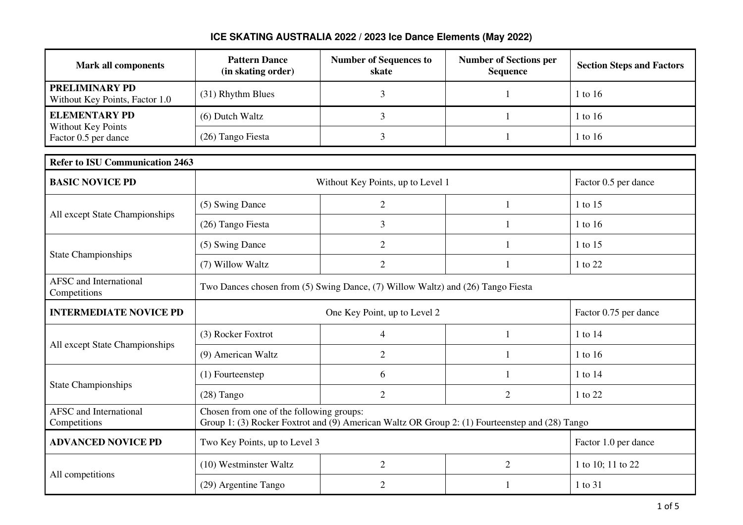# ICE SKATING AUSTRALIA 2022 / 2023 Ice Dance Elements (May 2022)

| Mark all components | Pattern Dance (in skating order) | Number of Sequences to skate | Number of Sections per Sequence | Section Steps and Factors |
|---|---|---|---|---|
| **PRELIMINARY PD** Without Key Points, Factor 1.0 | (31) Rhythm Blues | 3 | 1 | 1 to 16 |
| **ELEMENTARY PD** Without Key Points Factor 0.5 per dance | (6) Dutch Waltz | 3 | 1 | 1 to 16 |
| | (26) Tango Fiesta | 3 | 1 | 1 to 16 |

| **Refer to ISU Communication 2463** | | | | |
|---|---|---|---|---|
| **BASIC NOVICE PD** | Without Key Points, up to Level 1 | | | Factor 0.5 per dance |
| All except State Championships | (5) Swing Dance | 2 | 1 | 1 to 15 |
| | (26) Tango Fiesta | 3 | 1 | 1 to 16 |
| State Championships | (5) Swing Dance | 2 | 1 | 1 to 15 |
| | (7) Willow Waltz | 2 | 1 | 1 to 22 |
| AFSC and International Competitions | Two Dances chosen from (5) Swing Dance, (7) Willow Waltz) and (26) Tango Fiesta | | | |
| **INTERMEDIATE NOVICE PD** | One Key Point, up to Level 2 | | | Factor 0.75 per dance |
| All except State Championships | (3) Rocker Foxtrot | 4 | 1 | 1 to 14 |
| | (9) American Waltz | 2 | 1 | 1 to 16 |
| State Championships | (1) Fourteenstep | 6 | 1 | 1 to 14 |
| | (28) Tango | 2 | 2 | 1 to 22 |
| AFSC and International Competitions | Chosen from one of the following groups: Group 1: (3) Rocker Foxtrot and (9) American Waltz OR Group 2: (1) Fourteenstep and (28) Tango | | | |
| **ADVANCED NOVICE PD** | Two Key Points, up to Level 3 | | | Factor 1.0 per dance |
| All competitions | (10) Westminster Waltz | 2 | 2 | 1 to 10; 11 to 22 |
| | (29) Argentine Tango | 2 | 1 | 1 to 31 |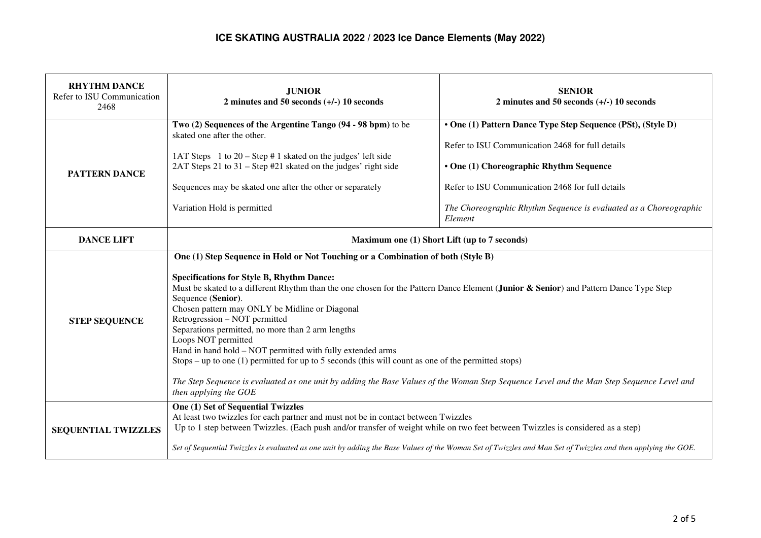## ICE SKATING AUSTRALIA 2022 / 2023 Ice Dance Elements (May 2022)

| **RHYTHM DANCE**<br>Refer to ISU Communication 2468 | **JUNIOR**<br>**2 minutes and 50 seconds (+/-) 10 seconds** | **SENIOR**<br>**2 minutes and 50 seconds (+/-) 10 seconds** |
|---|---|---|
| **PATTERN DANCE** | **Two (2) Sequences of the Argentine Tango (94 - 98 bpm)** to be skated one after the other.<br><br>1AT Steps 1 to 20 – Step # 1 skated on the judges' left side<br>2AT Steps 21 to 31 – Step #21 skated on the judges' right side<br><br>Sequences may be skated one after the other or separately<br><br>Variation Hold is permitted | **• One (1) Pattern Dance Type Step Sequence (PSt), (Style D)**<br><br>Refer to ISU Communication 2468 for full details<br><br>**• One (1) Choreographic Rhythm Sequence**<br><br>Refer to ISU Communication 2468 for full details<br><br>*The Choreographic Rhythm Sequence is evaluated as a Choreographic Element* |
| **DANCE LIFT** | **Maximum one (1) Short Lift (up to 7 seconds)** | |
| **STEP SEQUENCE** | **One (1) Step Sequence in Hold or Not Touching or a Combination of both (Style B)**<br><br>**Specifications for Style B, Rhythm Dance:**<br>Must be skated to a different Rhythm than the one chosen for the Pattern Dance Element (**Junior & Senior**) and Pattern Dance Type Step Sequence (**Senior**).<br>Chosen pattern may ONLY be Midline or Diagonal<br>Retrogression – NOT permitted<br>Separations permitted, no more than 2 arm lengths<br>Loops NOT permitted<br>Hand in hand hold – NOT permitted with fully extended arms<br>Stops – up to one (1) permitted for up to 5 seconds (this will count as one of the permitted stops)<br><br>*The Step Sequence is evaluated as one unit by adding the Base Values of the Woman Step Sequence Level and the Man Step Sequence Level and then applying the GOE* | |
| **SEQUENTIAL TWIZZLES** | **One (1) Set of Sequential Twizzles**<br>At least two twizzles for each partner and must not be in contact between Twizzles<br>Up to 1 step between Twizzles. (Each push and/or transfer of weight while on two feet between Twizzles is considered as a step)<br><br>*Set of Sequential Twizzles is evaluated as one unit by adding the Base Values of the Woman Set of Twizzles and Man Set of Twizzles and then applying the GOE.* | |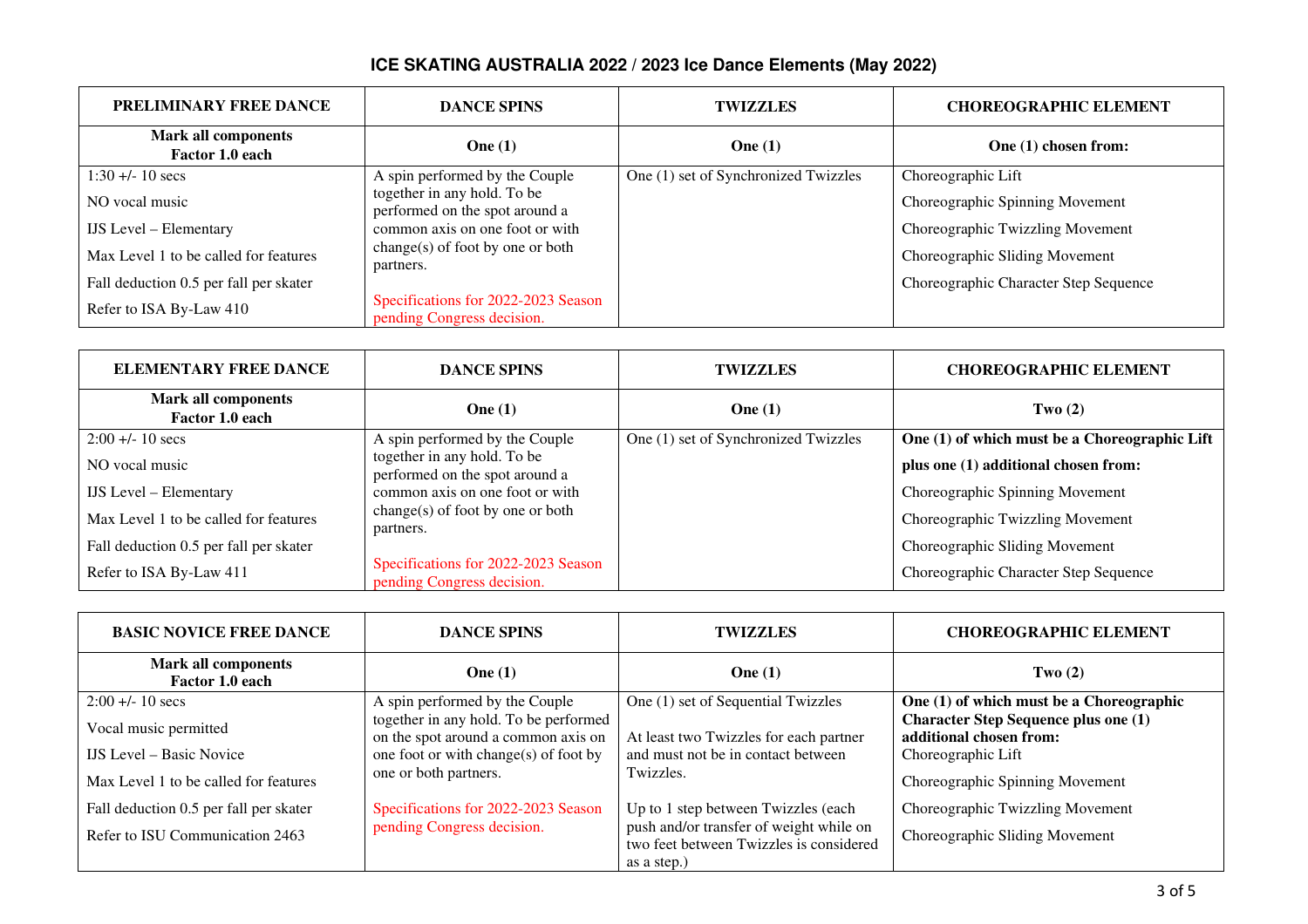# ICE SKATING AUSTRALIA 2022 / 2023 Ice Dance Elements (May 2022)

| PRELIMINARY FREE DANCE | DANCE SPINS | TWIZZLES | CHOREOGRAPHIC ELEMENT |
|---|---|---|---|
| **Mark all components Factor 1.0 each** | **One (1)** | **One (1)** | **One (1) chosen from:** |
| 1:30 +/- 10 secs<br>NO vocal music<br>IJS Level – Elementary<br>Max Level 1 to be called for features<br>Fall deduction 0.5 per fall per skater<br>Refer to ISA By-Law 410 | A spin performed by the Couple together in any hold. To be performed on the spot around a common axis on one foot or with change(s) of foot by one or both partners.<br><br>Specifications for 2022-2023 Season pending Congress decision. | One (1) set of Synchronized Twizzles | Choreographic Lift<br>Choreographic Spinning Movement<br>Choreographic Twizzling Movement<br>Choreographic Sliding Movement<br>Choreographic Character Step Sequence |

| ELEMENTARY FREE DANCE | DANCE SPINS | TWIZZLES | CHOREOGRAPHIC ELEMENT |
|---|---|---|---|
| **Mark all components Factor 1.0 each** | **One (1)** | **One (1)** | **Two (2)** |
| 2:00 +/- 10 secs<br>NO vocal music<br>IJS Level – Elementary<br>Max Level 1 to be called for features<br>Fall deduction 0.5 per fall per skater<br>Refer to ISA By-Law 411 | A spin performed by the Couple together in any hold. To be performed on the spot around a common axis on one foot or with change(s) of foot by one or both partners.<br><br>Specifications for 2022-2023 Season pending Congress decision. | One (1) set of Synchronized Twizzles | **One (1) of which must be a Choreographic Lift**<br>**plus one (1) additional chosen from:**<br>Choreographic Spinning Movement<br>Choreographic Twizzling Movement<br>Choreographic Sliding Movement<br>Choreographic Character Step Sequence |

| BASIC NOVICE FREE DANCE | DANCE SPINS | TWIZZLES | CHOREOGRAPHIC ELEMENT |
|---|---|---|---|
| **Mark all components Factor 1.0 each** | **One (1)** | **One (1)** | **Two (2)** |
| 2:00 +/- 10 secs<br>Vocal music permitted<br>IJS Level – Basic Novice<br>Max Level 1 to be called for features<br>Fall deduction 0.5 per fall per skater<br>Refer to ISU Communication 2463 | A spin performed by the Couple together in any hold. To be performed on the spot around a common axis on one foot or with change(s) of foot by one or both partners.<br><br>Specifications for 2022-2023 Season pending Congress decision. | One (1) set of Sequential Twizzles<br><br>At least two Twizzles for each partner and must not be in contact between Twizzles.<br><br>Up to 1 step between Twizzles (each push and/or transfer of weight while on two feet between Twizzles is considered as a step.) | **One (1) of which must be a Choreographic Character Step Sequence plus one (1) additional chosen from:**<br>Choreographic Lift<br>Choreographic Spinning Movement<br>Choreographic Twizzling Movement<br>Choreographic Sliding Movement |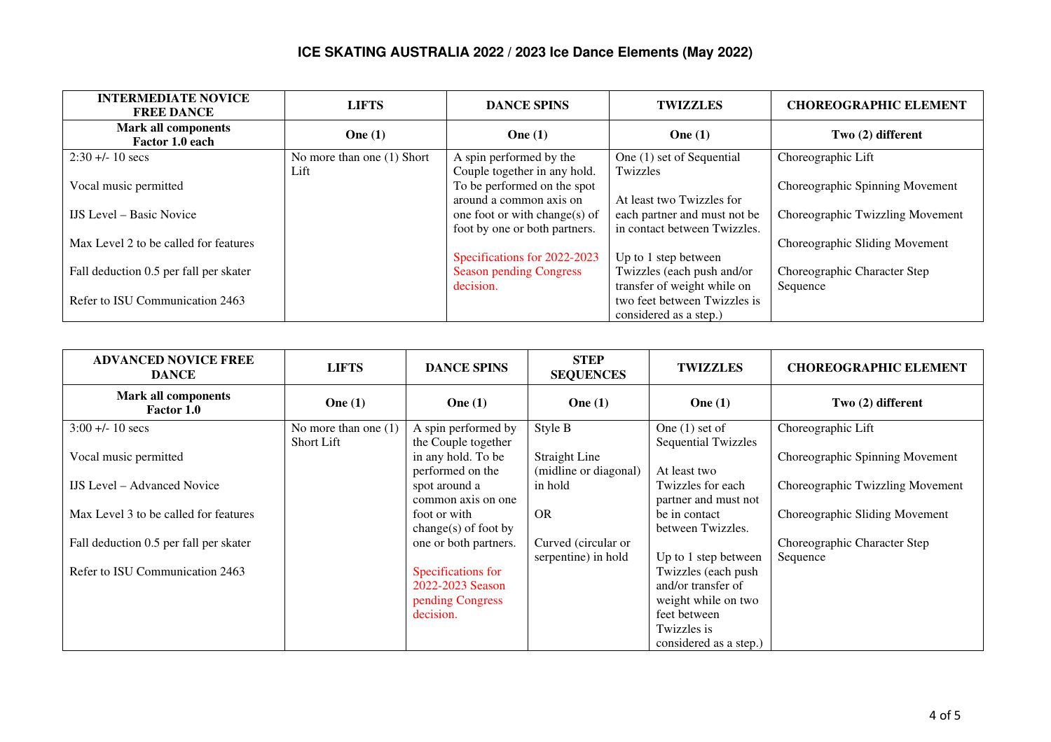## ICE SKATING AUSTRALIA 2022 / 2023 Ice Dance Elements (May 2022)

| INTERMEDIATE NOVICE FREE DANCE | LIFTS | DANCE SPINS | TWIZZLES | CHOREOGRAPHIC ELEMENT |
|---|---|---|---|---|
| **Mark all components Factor 1.0 each** | **One (1)** | **One (1)** | **One (1)** | **Two (2) different** |
| 2:30 +/- 10 secs<br><br>Vocal music permitted<br><br>IJS Level – Basic Novice<br><br>Max Level 2 to be called for features<br><br>Fall deduction 0.5 per fall per skater<br><br>Refer to ISU Communication 2463 | No more than one (1) Short Lift | A spin performed by the Couple together in any hold. To be performed on the spot around a common axis on one foot or with change(s) of foot by one or both partners.<br><br>Specifications for 2022-2023 Season pending Congress decision. | One (1) set of Sequential Twizzles<br><br>At least two Twizzles for each partner and must not be in contact between Twizzles.<br><br>Up to 1 step between Twizzles (each push and/or transfer of weight while on two feet between Twizzles is considered as a step.) | Choreographic Lift<br><br>Choreographic Spinning Movement<br><br>Choreographic Twizzling Movement<br><br>Choreographic Sliding Movement<br><br>Choreographic Character Step Sequence |

| ADVANCED NOVICE FREE DANCE | LIFTS | DANCE SPINS | STEP SEQUENCES | TWIZZLES | CHOREOGRAPHIC ELEMENT |
|---|---|---|---|---|---|
| **Mark all components Factor 1.0** | **One (1)** | **One (1)** | **One (1)** | **One (1)** | **Two (2) different** |
| 3:00 +/- 10 secs<br><br>Vocal music permitted<br><br>IJS Level – Advanced Novice<br><br>Max Level 3 to be called for features<br><br>Fall deduction 0.5 per fall per skater<br><br>Refer to ISU Communication 2463 | No more than one (1) Short Lift | A spin performed by the Couple together in any hold. To be performed on the spot around a common axis on one foot or with change(s) of foot by one or both partners.<br><br>Specifications for 2022-2023 Season pending Congress decision. | Style B<br><br>Straight Line (midline or diagonal) in hold<br><br>OR<br><br>Curved (circular or serpentine) in hold | One (1) set of Sequential Twizzles<br><br>At least two Twizzles for each partner and must not be in contact between Twizzles.<br><br>Up to 1 step between Twizzles (each push and/or transfer of weight while on two feet between Twizzles is considered as a step.) | Choreographic Lift<br><br>Choreographic Spinning Movement<br><br>Choreographic Twizzling Movement<br><br>Choreographic Sliding Movement<br><br>Choreographic Character Step Sequence |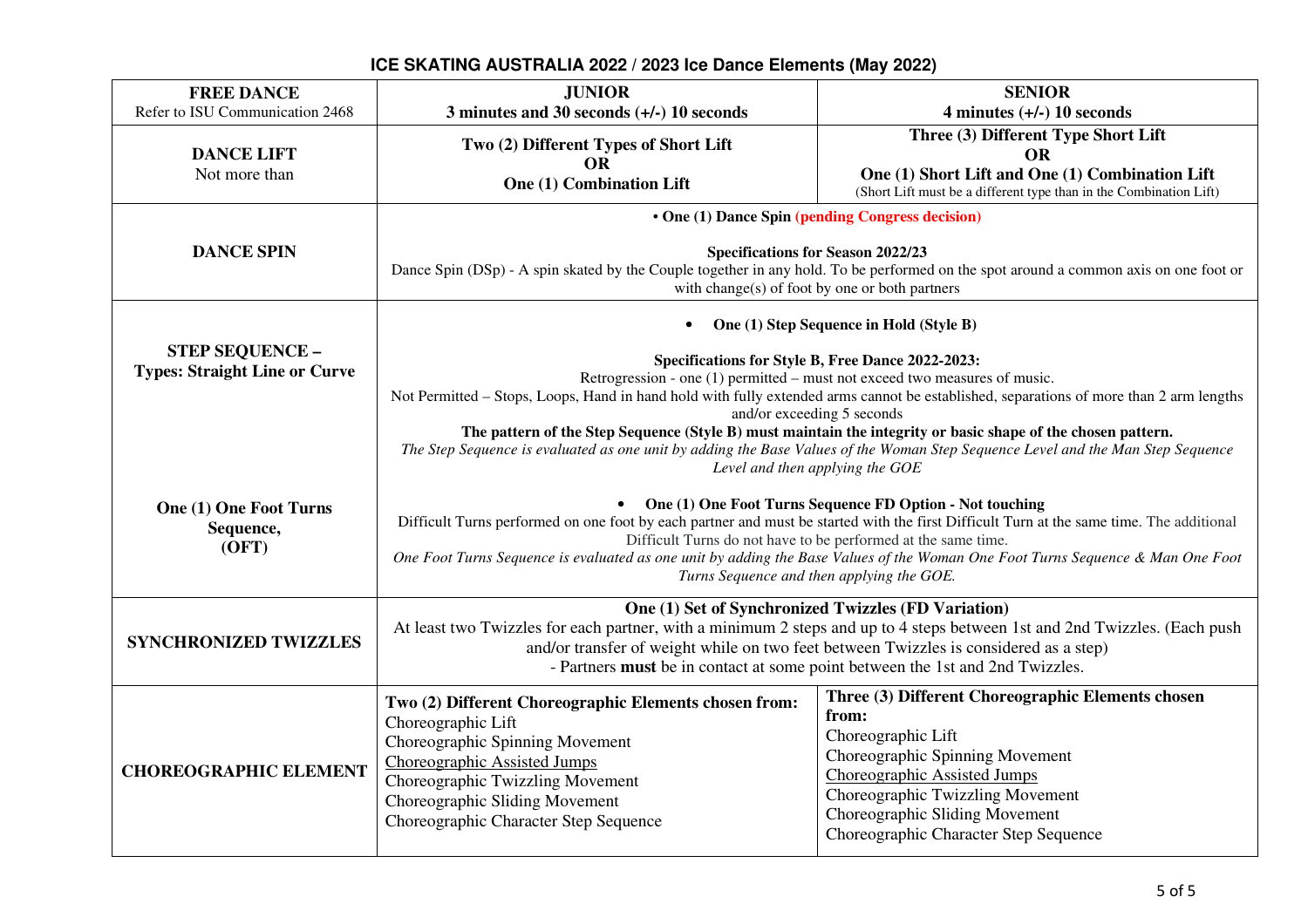# ICE SKATING AUSTRALIA 2022 / 2023 Ice Dance Elements (May 2022)

| **FREE DANCE** Refer to ISU Communication 2468 | **JUNIOR** **3 minutes and 30 seconds (+/-) 10 seconds** | **SENIOR** **4 minutes (+/-) 10 seconds** |
|---|---|---|
| **DANCE LIFT** Not more than | **Two (2) Different Types of Short Lift** **OR** **One (1) Combination Lift** | **Three (3) Different Type Short Lift** **OR** **One (1) Short Lift and One (1) Combination Lift** (Short Lift must be a different type than in the Combination Lift) |
| **DANCE SPIN** | • **One (1) Dance Spin (pending Congress decision)** **Specifications for Season 2022/23** Dance Spin (DSp) - A spin skated by the Couple together in any hold. To be performed on the spot around a common axis on one foot or with change(s) of foot by one or both partners | |
| **STEP SEQUENCE – Types: Straight Line or Curve** **One (1) One Foot Turns Sequence, (OFT)** | • **One (1) Step Sequence in Hold (Style B)** **Specifications for Style B, Free Dance 2022-2023:** Retrogression - one (1) permitted – must not exceed two measures of music. Not Permitted – Stops, Loops, Hand in hand hold with fully extended arms cannot be established, separations of more than 2 arm lengths and/or exceeding 5 seconds **The pattern of the Step Sequence (Style B) must maintain the integrity or basic shape of the chosen pattern.** *The Step Sequence is evaluated as one unit by adding the Base Values of the Woman Step Sequence Level and the Man Step Sequence Level and then applying the GOE* • **One (1) One Foot Turns Sequence FD Option - Not touching** Difficult Turns performed on one foot by each partner and must be started with the first Difficult Turn at the same time. The additional Difficult Turns do not have to be performed at the same time. *One Foot Turns Sequence is evaluated as one unit by adding the Base Values of the Woman One Foot Turns Sequence & Man One Foot Turns Sequence and then applying the GOE.* | |
| **SYNCHRONIZED TWIZZLES** | **One (1) Set of Synchronized Twizzles (FD Variation)** At least two Twizzles for each partner, with a minimum 2 steps and up to 4 steps between 1st and 2nd Twizzles. (Each push and/or transfer of weight while on two feet between Twizzles is considered as a step) - Partners **must** be in contact at some point between the 1st and 2nd Twizzles. | |
| **CHOREOGRAPHIC ELEMENT** | **Two (2) Different Choreographic Elements chosen from:** Choreographic Lift Choreographic Spinning Movement Choreographic Assisted Jumps Choreographic Twizzling Movement Choreographic Sliding Movement Choreographic Character Step Sequence | **Three (3) Different Choreographic Elements chosen from:** Choreographic Lift Choreographic Spinning Movement Choreographic Assisted Jumps Choreographic Twizzling Movement Choreographic Sliding Movement Choreographic Character Step Sequence |